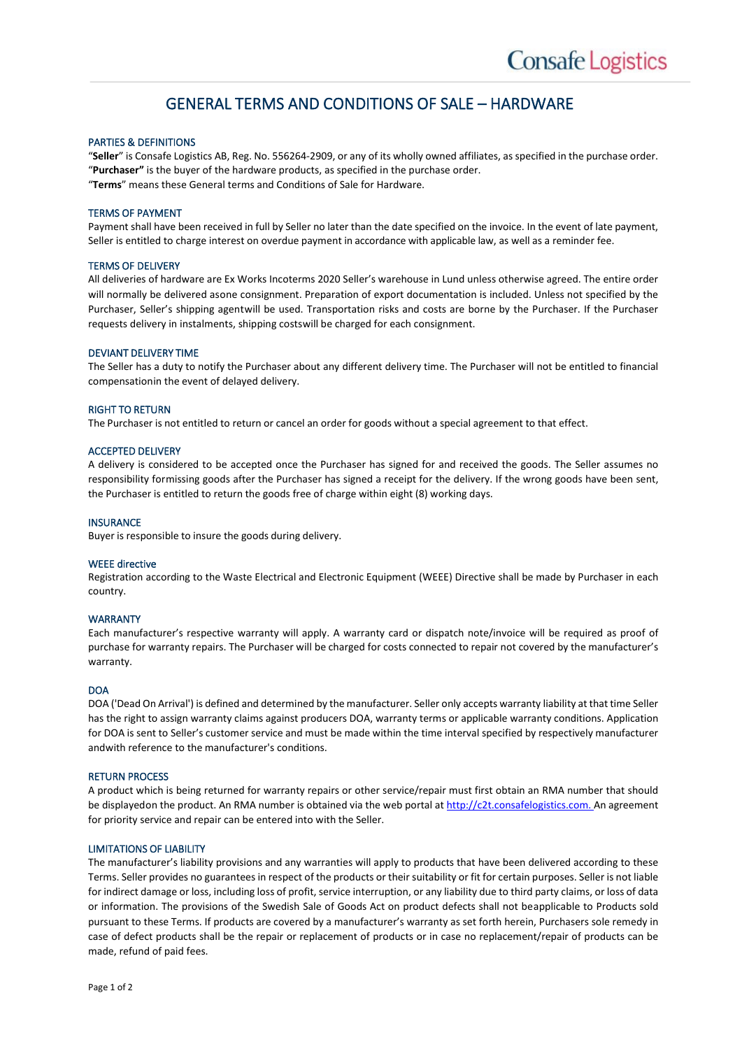Consafe Logistics

# GENERAL TERMS AND CONDITIONS OF SALE – HARDWARE

## PARTIES & DEFINITIONS

"**Seller**" is Consafe Logistics AB, Reg. No. 556264-2909, or any of its wholly owned affiliates, as specified in the purchase order.
"**Purchaser"** is the buyer of the hardware products, as specified in the purchase order.
"**Terms**" means these General terms and Conditions of Sale for Hardware.

## TERMS OF PAYMENT

Payment shall have been received in full by Seller no later than the date specified on the invoice. In the event of late payment, Seller is entitled to charge interest on overdue payment in accordance with applicable law, as well as a reminder fee.

## TERMS OF DELIVERY

All deliveries of hardware are Ex Works Incoterms 2020 Seller's warehouse in Lund unless otherwise agreed. The entire order will normally be delivered asone consignment. Preparation of export documentation is included. Unless not specified by the Purchaser, Seller's shipping agentwill be used. Transportation risks and costs are borne by the Purchaser. If the Purchaser requests delivery in instalments, shipping costswill be charged for each consignment.

## DEVIANT DELIVERY TIME

The Seller has a duty to notify the Purchaser about any different delivery time. The Purchaser will not be entitled to financial compensationin the event of delayed delivery.

## RIGHT TO RETURN

The Purchaser is not entitled to return or cancel an order for goods without a special agreement to that effect.

## ACCEPTED DELIVERY

A delivery is considered to be accepted once the Purchaser has signed for and received the goods. The Seller assumes no responsibility formissing goods after the Purchaser has signed a receipt for the delivery. If the wrong goods have been sent, the Purchaser is entitled to return the goods free of charge within eight (8) working days.

## INSURANCE

Buyer is responsible to insure the goods during delivery.

## WEEE directive

Registration according to the Waste Electrical and Electronic Equipment (WEEE) Directive shall be made by Purchaser in each country.

## WARRANTY

Each manufacturer's respective warranty will apply. A warranty card or dispatch note/invoice will be required as proof of purchase for warranty repairs. The Purchaser will be charged for costs connected to repair not covered by the manufacturer's warranty.

## DOA

DOA ('Dead On Arrival') is defined and determined by the manufacturer. Seller only accepts warranty liability at that time Seller has the right to assign warranty claims against producers DOA, warranty terms or applicable warranty conditions. Application for DOA is sent to Seller's customer service and must be made within the time interval specified by respectively manufacturer andwith reference to the manufacturer's conditions.

## RETURN PROCESS

A product which is being returned for warranty repairs or other service/repair must first obtain an RMA number that should be displayedon the product. An RMA number is obtained via the web portal at http://c2t.consafelogistics.com. An agreement for priority service and repair can be entered into with the Seller.

## LIMITATIONS OF LIABILITY

The manufacturer's liability provisions and any warranties will apply to products that have been delivered according to these Terms. Seller provides no guarantees in respect of the products or their suitability or fit for certain purposes. Seller is not liable for indirect damage or loss, including loss of profit, service interruption, or any liability due to third party claims, or loss of data or information. The provisions of the Swedish Sale of Goods Act on product defects shall not beapplicable to Products sold pursuant to these Terms. If products are covered by a manufacturer's warranty as set forth herein, Purchasers sole remedy in case of defect products shall be the repair or replacement of products or in case no replacement/repair of products can be made, refund of paid fees.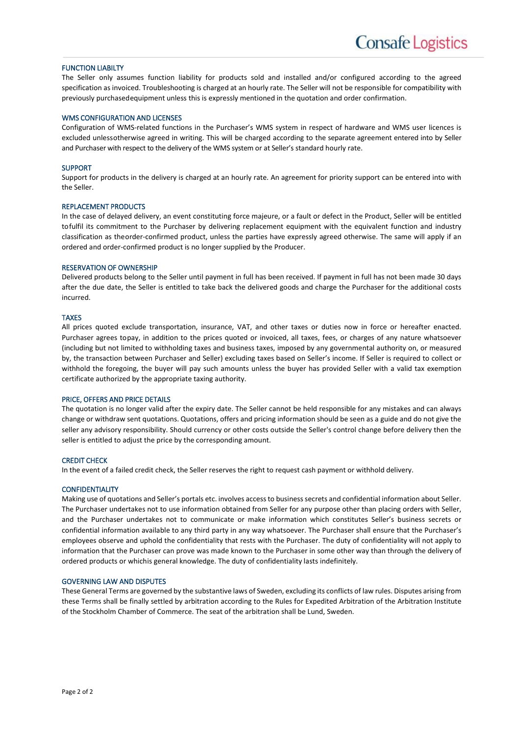## FUNCTION LIABILTY

The Seller only assumes function liability for products sold and installed and/or configured according to the agreed specification as invoiced. Troubleshooting is charged at an hourly rate. The Seller will not be responsible for compatibility with previously purchasedequipment unless this is expressly mentioned in the quotation and order confirmation.

## WMS CONFIGURATION AND LICENSES

Configuration of WMS-related functions in the Purchaser's WMS system in respect of hardware and WMS user licences is excluded unlessotherwise agreed in writing. This will be charged according to the separate agreement entered into by Seller and Purchaser with respect to the delivery of the WMS system or at Seller's standard hourly rate.

## SUPPORT

Support for products in the delivery is charged at an hourly rate. An agreement for priority support can be entered into with the Seller.

## REPLACEMENT PRODUCTS

In the case of delayed delivery, an event constituting force majeure, or a fault or defect in the Product, Seller will be entitled tofulfil its commitment to the Purchaser by delivering replacement equipment with the equivalent function and industry classification as theorder-confirmed product, unless the parties have expressly agreed otherwise. The same will apply if an ordered and order-confirmed product is no longer supplied by the Producer.

## RESERVATION OF OWNERSHIP

Delivered products belong to the Seller until payment in full has been received. If payment in full has not been made 30 days after the due date, the Seller is entitled to take back the delivered goods and charge the Purchaser for the additional costs incurred.

## TAXES

All prices quoted exclude transportation, insurance, VAT, and other taxes or duties now in force or hereafter enacted. Purchaser agrees topay, in addition to the prices quoted or invoiced, all taxes, fees, or charges of any nature whatsoever (including but not limited to withholding taxes and business taxes, imposed by any governmental authority on, or measured by, the transaction between Purchaser and Seller) excluding taxes based on Seller's income. If Seller is required to collect or withhold the foregoing, the buyer will pay such amounts unless the buyer has provided Seller with a valid tax exemption certificate authorized by the appropriate taxing authority.

## PRICE, OFFERS AND PRICE DETAILS

The quotation is no longer valid after the expiry date. The Seller cannot be held responsible for any mistakes and can always change or withdraw sent quotations. Quotations, offers and pricing information should be seen as a guide and do not give the seller any advisory responsibility. Should currency or other costs outside the Seller's control change before delivery then the seller is entitled to adjust the price by the corresponding amount.

## CREDIT CHECK

In the event of a failed credit check, the Seller reserves the right to request cash payment or withhold delivery.

## CONFIDENTIALITY

Making use of quotations and Seller's portals etc. involves access to business secrets and confidential information about Seller. The Purchaser undertakes not to use information obtained from Seller for any purpose other than placing orders with Seller, and the Purchaser undertakes not to communicate or make information which constitutes Seller's business secrets or confidential information available to any third party in any way whatsoever. The Purchaser shall ensure that the Purchaser's employees observe and uphold the confidentiality that rests with the Purchaser. The duty of confidentiality will not apply to information that the Purchaser can prove was made known to the Purchaser in some other way than through the delivery of ordered products or whichis general knowledge. The duty of confidentiality lasts indefinitely.

## GOVERNING LAW AND DISPUTES

These General Terms are governed by the substantive laws of Sweden, excluding its conflicts of law rules. Disputes arising from these Terms shall be finally settled by arbitration according to the Rules for Expedited Arbitration of the Arbitration Institute of the Stockholm Chamber of Commerce. The seat of the arbitration shall be Lund, Sweden.